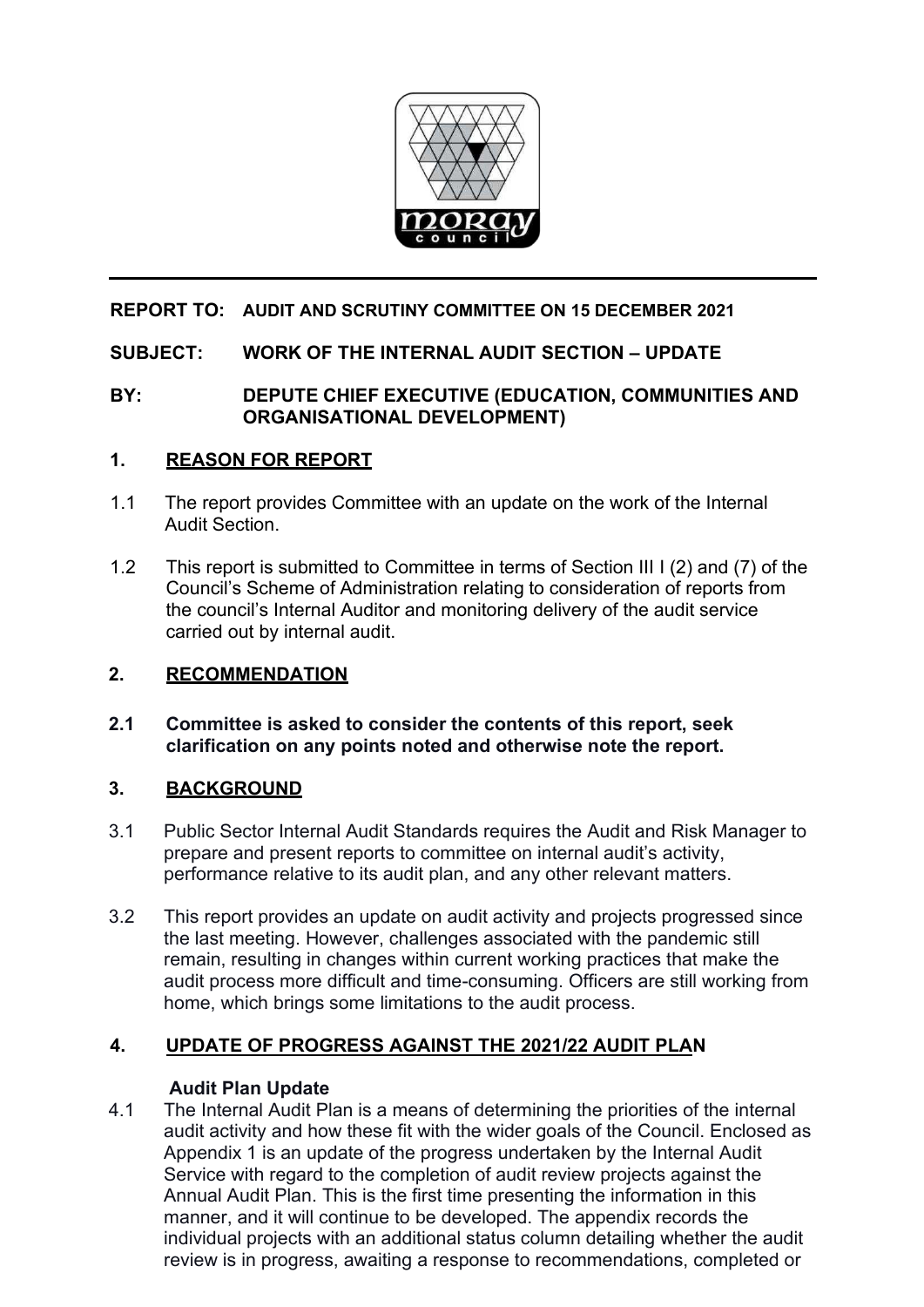**REPORT TO:** AUDIT AND SCRUTINY COMMITTEE ON 15 DECEMBER 2021

**SUBJECT:** WORK OF THE INTERNAL AUDIT SECTION – UPDATE

**BY:** DEPUTE CHIEF EXECUTIVE (EDUCATION, COMMUNITIES AND ORGANISATIONAL DEVELOPMENT)

## 1. REASON FOR REPORT

1.1 The report provides Committee with an update on the work of the Internal Audit Section.

1.2 This report is submitted to Committee in terms of Section III I (2) and (7) of the Council's Scheme of Administration relating to consideration of reports from the council's Internal Auditor and monitoring delivery of the audit service carried out by internal audit.

## 2. RECOMMENDATION

**2.1 Committee is asked to consider the contents of this report, seek clarification on any points noted and otherwise note the report.**

## 3. BACKGROUND

3.1 Public Sector Internal Audit Standards requires the Audit and Risk Manager to prepare and present reports to committee on internal audit's activity, performance relative to its audit plan, and any other relevant matters.

3.2 This report provides an update on audit activity and projects progressed since the last meeting. However, challenges associated with the pandemic still remain, resulting in changes within current working practices that make the audit process more difficult and time-consuming. Officers are still working from home, which brings some limitations to the audit process.

## 4. UPDATE OF PROGRESS AGAINST THE 2021/22 AUDIT PLAN

### Audit Plan Update

4.1 The Internal Audit Plan is a means of determining the priorities of the internal audit activity and how these fit with the wider goals of the Council. Enclosed as Appendix 1 is an update of the progress undertaken by the Internal Audit Service with regard to the completion of audit review projects against the Annual Audit Plan. This is the first time presenting the information in this manner, and it will continue to be developed. The appendix records the individual projects with an additional status column detailing whether the audit review is in progress, awaiting a response to recommendations, completed or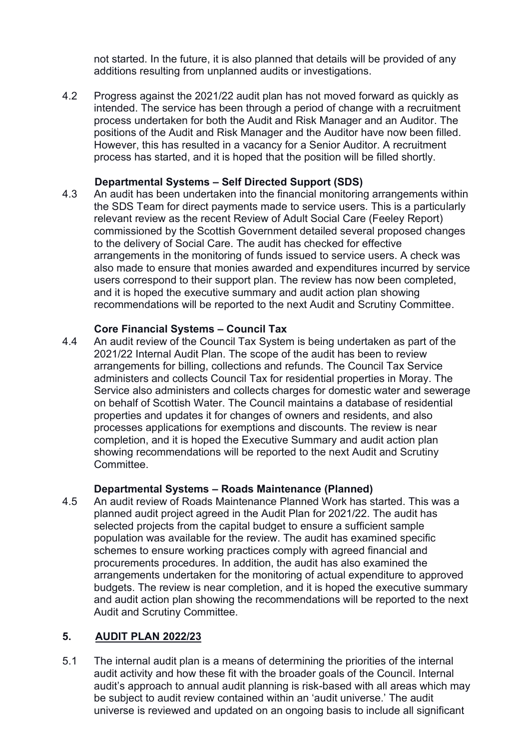not started. In the future, it is also planned that details will be provided of any additions resulting from unplanned audits or investigations.

4.2 Progress against the 2021/22 audit plan has not moved forward as quickly as intended. The service has been through a period of change with a recruitment process undertaken for both the Audit and Risk Manager and an Auditor. The positions of the Audit and Risk Manager and the Auditor have now been filled. However, this has resulted in a vacancy for a Senior Auditor. A recruitment process has started, and it is hoped that the position will be filled shortly.

**Departmental Systems – Self Directed Support (SDS)**

4.3 An audit has been undertaken into the financial monitoring arrangements within the SDS Team for direct payments made to service users. This is a particularly relevant review as the recent Review of Adult Social Care (Feeley Report) commissioned by the Scottish Government detailed several proposed changes to the delivery of Social Care. The audit has checked for effective arrangements in the monitoring of funds issued to service users. A check was also made to ensure that monies awarded and expenditures incurred by service users correspond to their support plan. The review has now been completed, and it is hoped the executive summary and audit action plan showing recommendations will be reported to the next Audit and Scrutiny Committee.

**Core Financial Systems – Council Tax**

4.4 An audit review of the Council Tax System is being undertaken as part of the 2021/22 Internal Audit Plan. The scope of the audit has been to review arrangements for billing, collections and refunds. The Council Tax Service administers and collects Council Tax for residential properties in Moray. The Service also administers and collects charges for domestic water and sewerage on behalf of Scottish Water. The Council maintains a database of residential properties and updates it for changes of owners and residents, and also processes applications for exemptions and discounts. The review is near completion, and it is hoped the Executive Summary and audit action plan showing recommendations will be reported to the next Audit and Scrutiny Committee.

**Departmental Systems – Roads Maintenance (Planned)**

4.5 An audit review of Roads Maintenance Planned Work has started. This was a planned audit project agreed in the Audit Plan for 2021/22. The audit has selected projects from the capital budget to ensure a sufficient sample population was available for the review. The audit has examined specific schemes to ensure working practices comply with agreed financial and procurements procedures. In addition, the audit has also examined the arrangements undertaken for the monitoring of actual expenditure to approved budgets. The review is near completion, and it is hoped the executive summary and audit action plan showing the recommendations will be reported to the next Audit and Scrutiny Committee.

## 5. AUDIT PLAN 2022/23

5.1 The internal audit plan is a means of determining the priorities of the internal audit activity and how these fit with the broader goals of the Council. Internal audit's approach to annual audit planning is risk-based with all areas which may be subject to audit review contained within an 'audit universe.' The audit universe is reviewed and updated on an ongoing basis to include all significant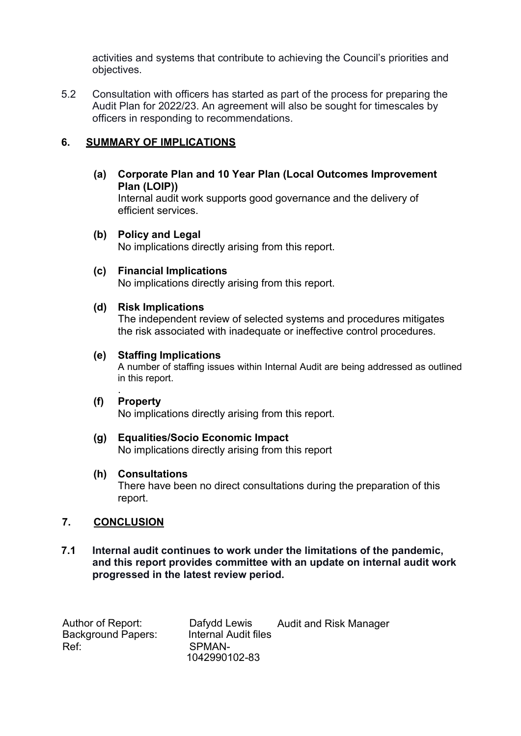activities and systems that contribute to achieving the Council's priorities and objectives.

5.2 Consultation with officers has started as part of the process for preparing the Audit Plan for 2022/23. An agreement will also be sought for timescales by officers in responding to recommendations.

## 6. SUMMARY OF IMPLICATIONS

**(a) Corporate Plan and 10 Year Plan (Local Outcomes Improvement Plan (LOIP))**
Internal audit work supports good governance and the delivery of efficient services.

**(b) Policy and Legal**
No implications directly arising from this report.

**(c) Financial Implications**
No implications directly arising from this report.

**(d) Risk Implications**
The independent review of selected systems and procedures mitigates the risk associated with inadequate or ineffective control procedures.

**(e) Staffing Implications**
A number of staffing issues within Internal Audit are being addressed as outlined in this report.
.

**(f) Property**
No implications directly arising from this report.

**(g) Equalities/Socio Economic Impact**
No implications directly arising from this report

**(h) Consultations**
There have been no direct consultations during the preparation of this report.

## 7. CONCLUSION

**7.1 Internal audit continues to work under the limitations of the pandemic, and this report provides committee with an update on internal audit work progressed in the latest review period.**

| | | |
|---|---|---|
| Author of Report: | Dafydd Lewis | Audit and Risk Manager |
| Background Papers: | Internal Audit files | |
| Ref: | SPMAN-1042990102-83 | |